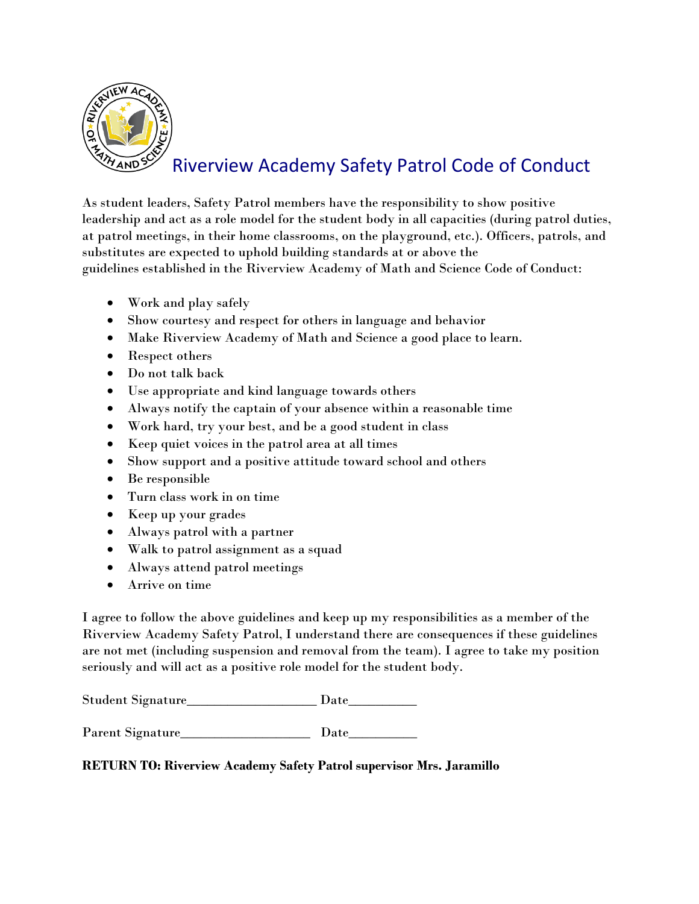# Riverview Academy Safety Patrol Code of Conduct

As student leaders, Safety Patrol members have the responsibility to show positive leadership and act as a role model for the student body in all capacities (during patrol duties, at patrol meetings, in their home classrooms, on the playground, etc.). Officers, patrols, and substitutes are expected to uphold building standards at or above the guidelines established in the Riverview Academy of Math and Science Code of Conduct:

- Work and play safely
- Show courtesy and respect for others in language and behavior
- Make Riverview Academy of Math and Science a good place to learn.
- Respect others
- Do not talk back
- Use appropriate and kind language towards others
- Always notify the captain of your absence within a reasonable time
- Work hard, try your best, and be a good student in class
- Keep quiet voices in the patrol area at all times
- Show support and a positive attitude toward school and others
- Be responsible
- Turn class work in on time
- Keep up your grades
- Always patrol with a partner
- Walk to patrol assignment as a squad
- Always attend patrol meetings
- Arrive on time

I agree to follow the above guidelines and keep up my responsibilities as a member of the Riverview Academy Safety Patrol, I understand there are consequences if these guidelines are not met (including suspension and removal from the team). I agree to take my position seriously and will act as a positive role model for the student body.

Student Signature___________________ Date__________

Parent Signature___________________ Date__________

**RETURN TO: Riverview Academy Safety Patrol supervisor Mrs. Jaramillo**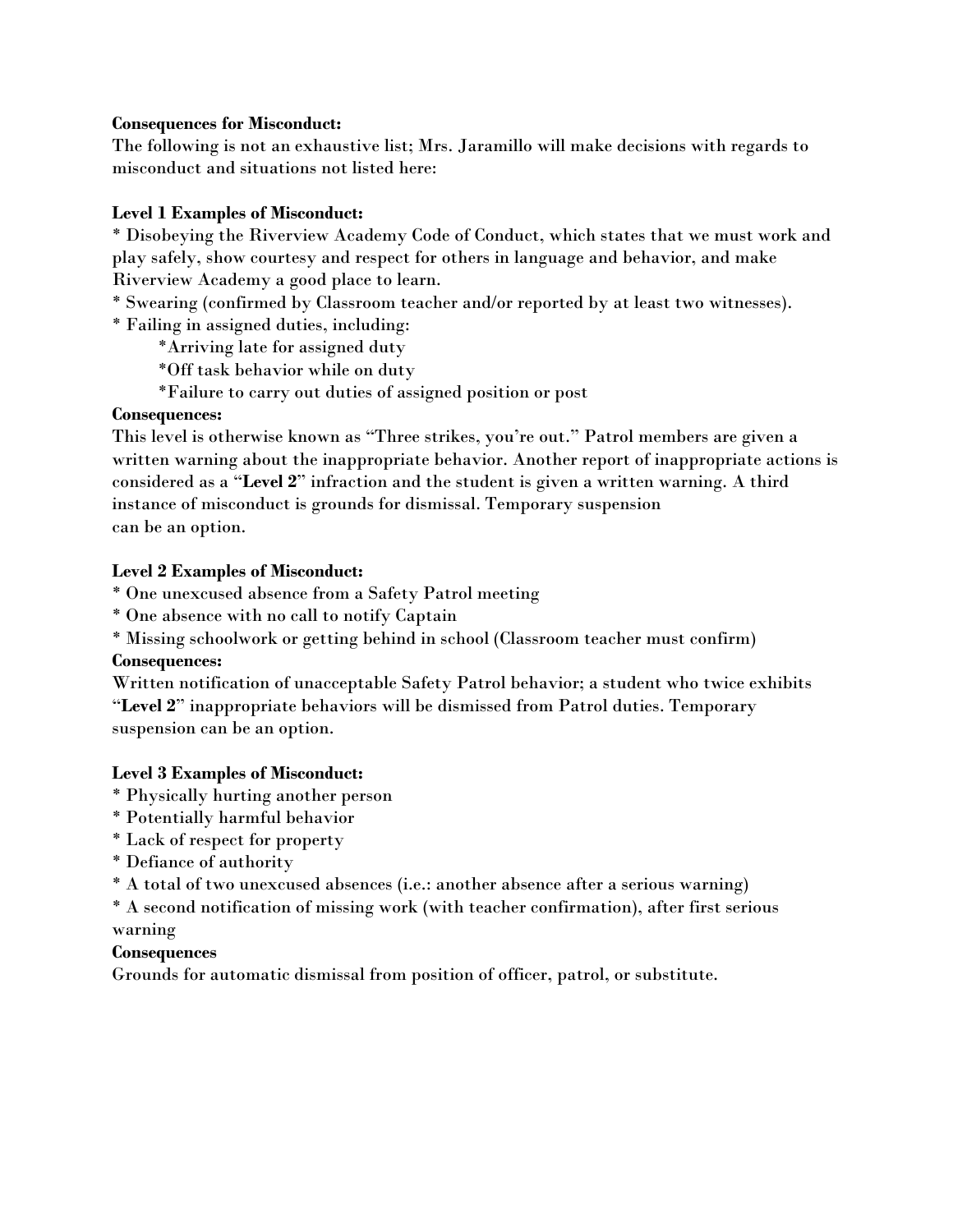**Consequences for Misconduct:**
The following is not an exhaustive list; Mrs. Jaramillo will make decisions with regards to misconduct and situations not listed here:

**Level 1 Examples of Misconduct:**
* Disobeying the Riverview Academy Code of Conduct, which states that we must work and play safely, show courtesy and respect for others in language and behavior, and make Riverview Academy a good place to learn.
* Swearing (confirmed by Classroom teacher and/or reported by at least two witnesses).
* Failing in assigned duties, including:
    * Arriving late for assigned duty
    * Off task behavior while on duty
    * Failure to carry out duties of assigned position or post

**Consequences:**
This level is otherwise known as "Three strikes, you're out." Patrol members are given a written warning about the inappropriate behavior. Another report of inappropriate actions is considered as a "**Level 2**" infraction and the student is given a written warning. A third instance of misconduct is grounds for dismissal. Temporary suspension can be an option.

**Level 2 Examples of Misconduct:**
* One unexcused absence from a Safety Patrol meeting
* One absence with no call to notify Captain
* Missing schoolwork or getting behind in school (Classroom teacher must confirm)

**Consequences:**
Written notification of unacceptable Safety Patrol behavior; a student who twice exhibits "**Level 2**" inappropriate behaviors will be dismissed from Patrol duties. Temporary suspension can be an option.

**Level 3 Examples of Misconduct:**
* Physically hurting another person
* Potentially harmful behavior
* Lack of respect for property
* Defiance of authority
* A total of two unexcused absences (i.e.: another absence after a serious warning)
* A second notification of missing work (with teacher confirmation), after first serious warning

**Consequences**
Grounds for automatic dismissal from position of officer, patrol, or substitute.